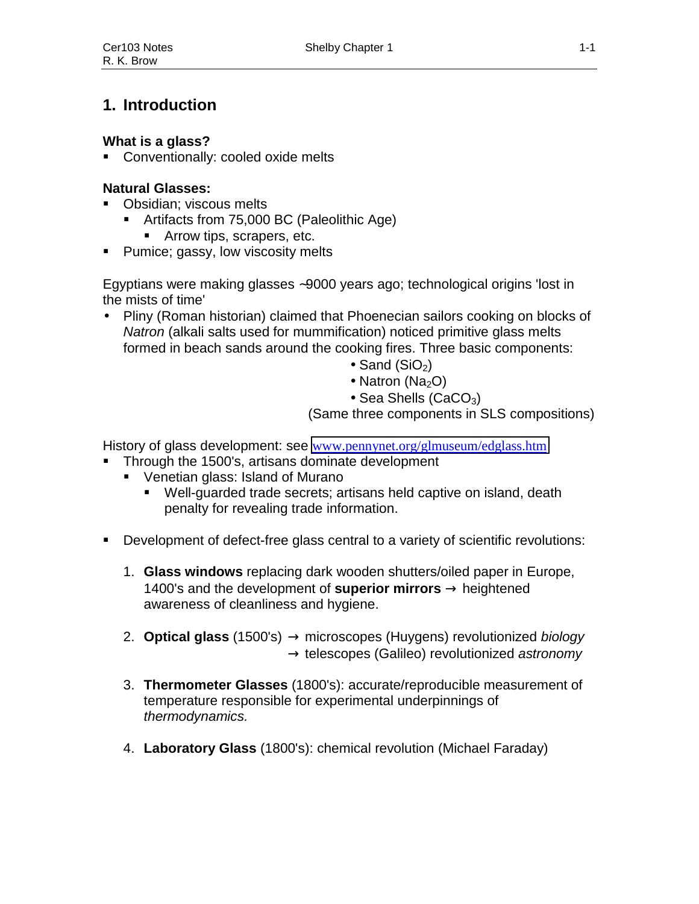# 1. Introduction

### What is a glass?

- Conventionally: cooled oxide melts

### Natural Glasses:

- Obsidian; viscous melts
  - Artifacts from 75,000 BC (Paleolithic Age)
    - Arrow tips, scrapers, etc.
- Pumice; gassy, low viscosity melts

Egyptians were making glasses ~9000 years ago; technological origins 'lost in the mists of time'

- Pliny (Roman historian) claimed that Phoenecian sailors cooking on blocks of *Natron* (alkali salts used for mummification) noticed primitive glass melts formed in beach sands around the cooking fires. Three basic components:
  - Sand ($SiO_2$)
  - Natron ($Na_2O$)
  - Sea Shells ($CaCO_3$)

  (Same three components in SLS compositions)

History of glass development: see www.pennynet.org/glmuseum/edglass.htm

- Through the 1500's, artisans dominate development
  - Venetian glass: Island of Murano
    - Well-guarded trade secrets; artisans held captive on island, death penalty for revealing trade information.

- Development of defect-free glass central to a variety of scientific revolutions:

  1. **Glass windows** replacing dark wooden shutters/oiled paper in Europe, 1400's and the development of **superior mirrors** → heightened awareness of cleanliness and hygiene.

  2. **Optical glass** (1500's) → microscopes (Huygens) revolutionized *biology*
     → telescopes (Galileo) revolutionized *astronomy*

  3. **Thermometer Glasses** (1800's): accurate/reproducible measurement of temperature responsible for experimental underpinnings of *thermodynamics.*

  4. **Laboratory Glass** (1800's): chemical revolution (Michael Faraday)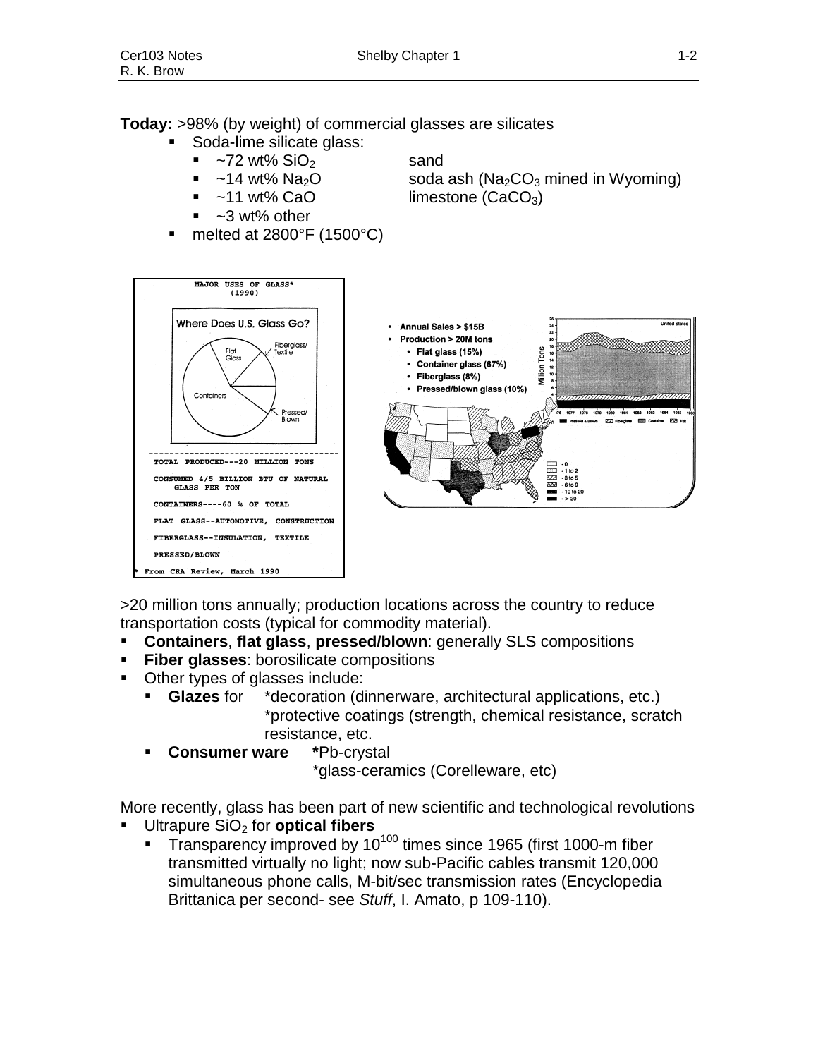**Today:** >98% (by weight) of commercial glasses are silicates

- Soda-lime silicate glass:
  - ~72 wt% $SiO_2$ — sand
  - ~14 wt% $Na_2O$ — soda ash ($Na_2CO_3$ mined in Wyoming)
  - ~11 wt% CaO — limestone ($CaCO_3$)
  - ~3 wt% other
- melted at 2800°F (1500°C)

MAJOR USES OF GLASS*
(1990)

Where Does U.S. Glass Go?

Flat Glass, Fiberglass/Textile, Containers, Pressed/Blown

TOTAL PRODUCED---20 MILLION TONS

CONSUMED 4/5 BILLION BTU OF NATURAL GLASS PER TON

CONTAINERS----60 % OF TOTAL

FLAT GLASS--AUTOMOTIVE, CONSTRUCTION

FIBERGLASS--INSULATION, TEXTILE

PRESSED/BLOWN

* From CRA Review, March 1990

- Annual Sales > $15B
- Production > 20M tons
  - Flat glass (15%)
  - Container glass (67%)
  - Fiberglass (8%)
  - Pressed/blown glass (10%)

>20 million tons annually; production locations across the country to reduce transportation costs (typical for commodity material).

- **Containers**, **flat glass**, **pressed/blown**: generally SLS compositions
- **Fiber glasses**: borosilicate compositions
- Other types of glasses include:
  - **Glazes** for *decoration (dinnerware, architectural applications, etc.) *protective coatings (strength, chemical resistance, scratch resistance, etc.
  - **Consumer ware** ***Pb-crystal *glass-ceramics (Corelleware, etc)

More recently, glass has been part of new scientific and technological revolutions

- Ultrapure $SiO_2$ for **optical fibers**
  - Transparency improved by $10^{100}$ times since 1965 (first 1000-m fiber transmitted virtually no light; now sub-Pacific cables transmit 120,000 simultaneous phone calls, M-bit/sec transmission rates (Encyclopedia Brittanica per second- see *Stuff*, I. Amato, p 109-110).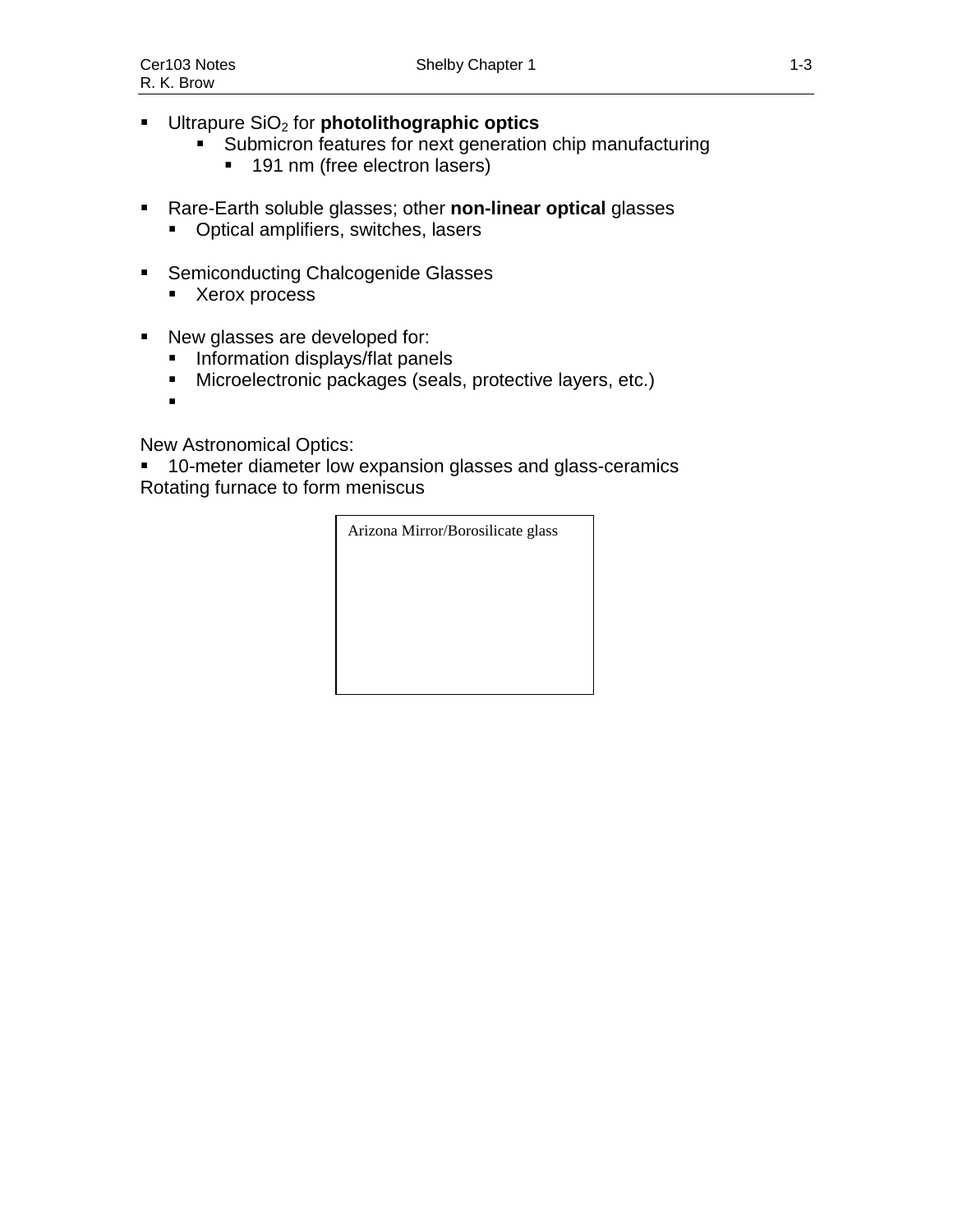- Ultrapure $SiO_2$ for **photolithographic optics**
  - Submicron features for next generation chip manufacturing
    - 191 nm (free electron lasers)

- Rare-Earth soluble glasses; other **non-linear optical** glasses
  - Optical amplifiers, switches, lasers

- Semiconducting Chalcogenide Glasses
  - Xerox process

- New glasses are developed for:
  - Information displays/flat panels
  - Microelectronic packages (seals, protective layers, etc.)
  - 

New Astronomical Optics:

- 10-meter diameter low expansion glasses and glass-ceramics

Rotating furnace to form meniscus

Arizona Mirror/Borosilicate glass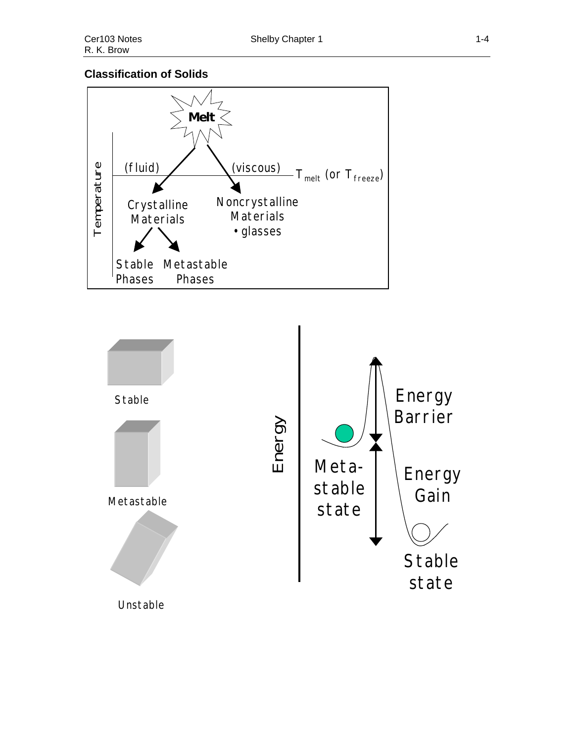### Classification of Solids

Melt

(fluid) (viscous) $T_{melt}$ (or $T_{freeze}$)

Temperature

Crystalline Materials

Noncrystalline Materials
- glasses

Stable Phases

Metastable Phases

Stable

Metastable

Unstable

Energy

Energy Barrier

Meta-stable state

Energy Gain

Stable state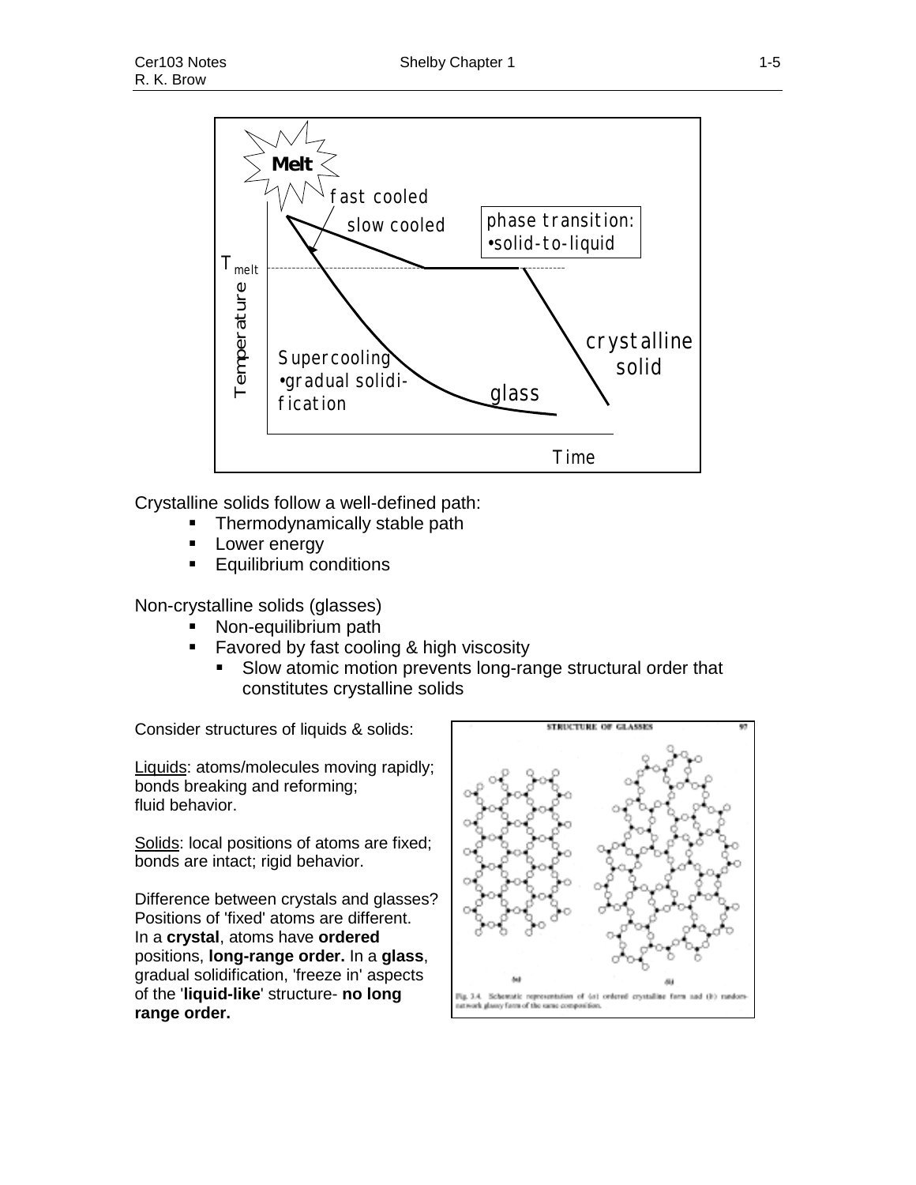Crystalline solids follow a well-defined path:

- Thermodynamically stable path
- Lower energy
- Equilibrium conditions

Non-crystalline solids (glasses)

- Non-equilibrium path
- Favored by fast cooling & high viscosity
  - Slow atomic motion prevents long-range structural order that constitutes crystalline solids

Consider structures of liquids & solids:

Liquids: atoms/molecules moving rapidly; bonds breaking and reforming; fluid behavior.

Solids: local positions of atoms are fixed; bonds are intact; rigid behavior.

Difference between crystals and glasses? Positions of 'fixed' atoms are different. In a **crystal**, atoms have **ordered** positions, **long-range order.** In a **glass**, gradual solidification, 'freeze in' aspects of the '**liquid-like**' structure- **no long range order.**

Fig. 3.4. Schematic representation of (a) ordered crystalline form and (b) random-network glassy form of the same composition.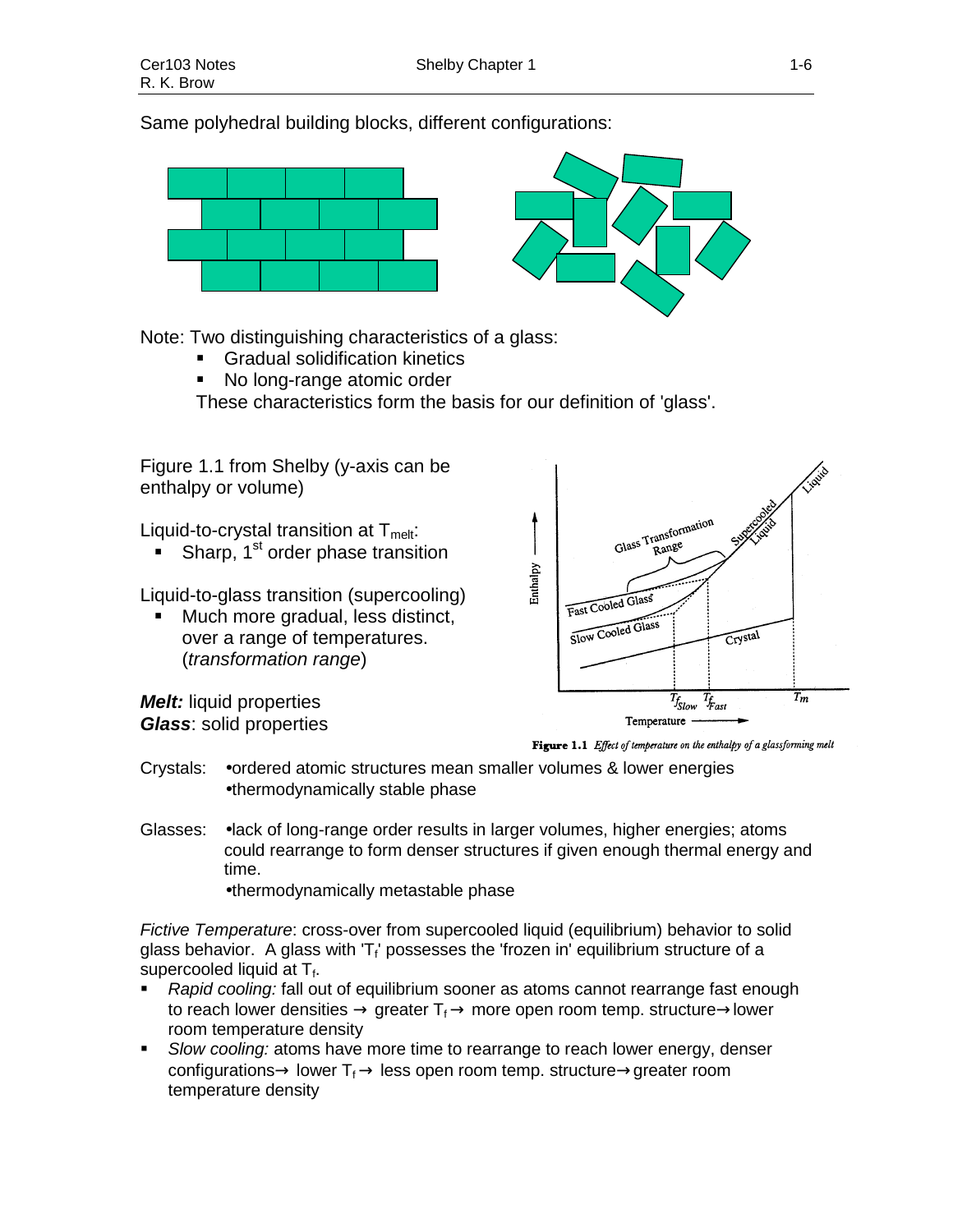Same polyhedral building blocks, different configurations:

Note: Two distinguishing characteristics of a glass:

- Gradual solidification kinetics
- No long-range atomic order

These characteristics form the basis for our definition of 'glass'.

Figure 1.1 from Shelby (y-axis can be enthalpy or volume)

Liquid-to-crystal transition at $T_{melt}$:

- Sharp, 1st order phase transition

Liquid-to-glass transition (supercooling)

- Much more gradual, less distinct, over a range of temperatures. (*transformation range*)

***Melt:*** liquid properties
***Glass***: solid properties

**Figure 1.1** *Effect of temperature on the enthalpy of a glassforming melt*

Crystals: •ordered atomic structures mean smaller volumes & lower energies
•thermodynamically stable phase

Glasses: •lack of long-range order results in larger volumes, higher energies; atoms could rearrange to form denser structures if given enough thermal energy and time.
•thermodynamically metastable phase

*Fictive Temperature*: cross-over from supercooled liquid (equilibrium) behavior to solid glass behavior. A glass with '$T_f$' possesses the 'frozen in' equilibrium structure of a supercooled liquid at $T_f$.

- *Rapid cooling:* fall out of equilibrium sooner as atoms cannot rearrange fast enough to reach lower densities → greater $T_f$ → more open room temp. structure → lower room temperature density
- *Slow cooling:* atoms have more time to rearrange to reach lower energy, denser configurations → lower $T_f$ → less open room temp. structure → greater room temperature density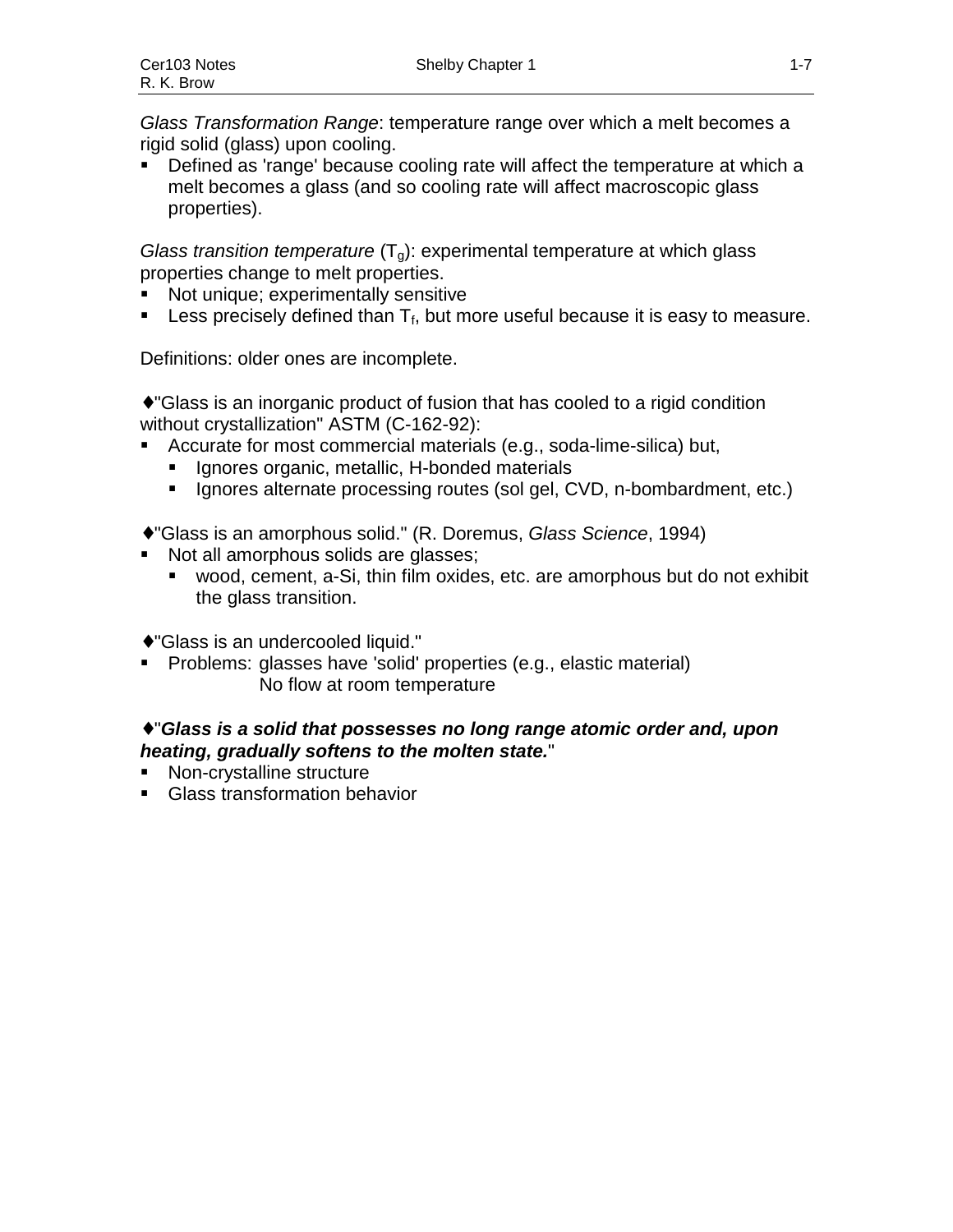*Glass Transformation Range*: temperature range over which a melt becomes a rigid solid (glass) upon cooling.

- Defined as 'range' because cooling rate will affect the temperature at which a melt becomes a glass (and so cooling rate will affect macroscopic glass properties).

*Glass transition temperature* ($T_g$): experimental temperature at which glass properties change to melt properties.

- Not unique; experimentally sensitive
- Less precisely defined than $T_f$, but more useful because it is easy to measure.

Definitions: older ones are incomplete.

♦"Glass is an inorganic product of fusion that has cooled to a rigid condition without crystallization" ASTM (C-162-92):

- Accurate for most commercial materials (e.g., soda-lime-silica) but,
  - Ignores organic, metallic, H-bonded materials
  - Ignores alternate processing routes (sol gel, CVD, n-bombardment, etc.)

♦"Glass is an amorphous solid." (R. Doremus, *Glass Science*, 1994)

- Not all amorphous solids are glasses;
  - wood, cement, a-Si, thin film oxides, etc. are amorphous but do not exhibit the glass transition.

♦"Glass is an undercooled liquid."

- Problems: glasses have 'solid' properties (e.g., elastic material)
  No flow at room temperature

♦"***Glass is a solid that possesses no long range atomic order and, upon heating, gradually softens to the molten state.***"

- Non-crystalline structure
- Glass transformation behavior